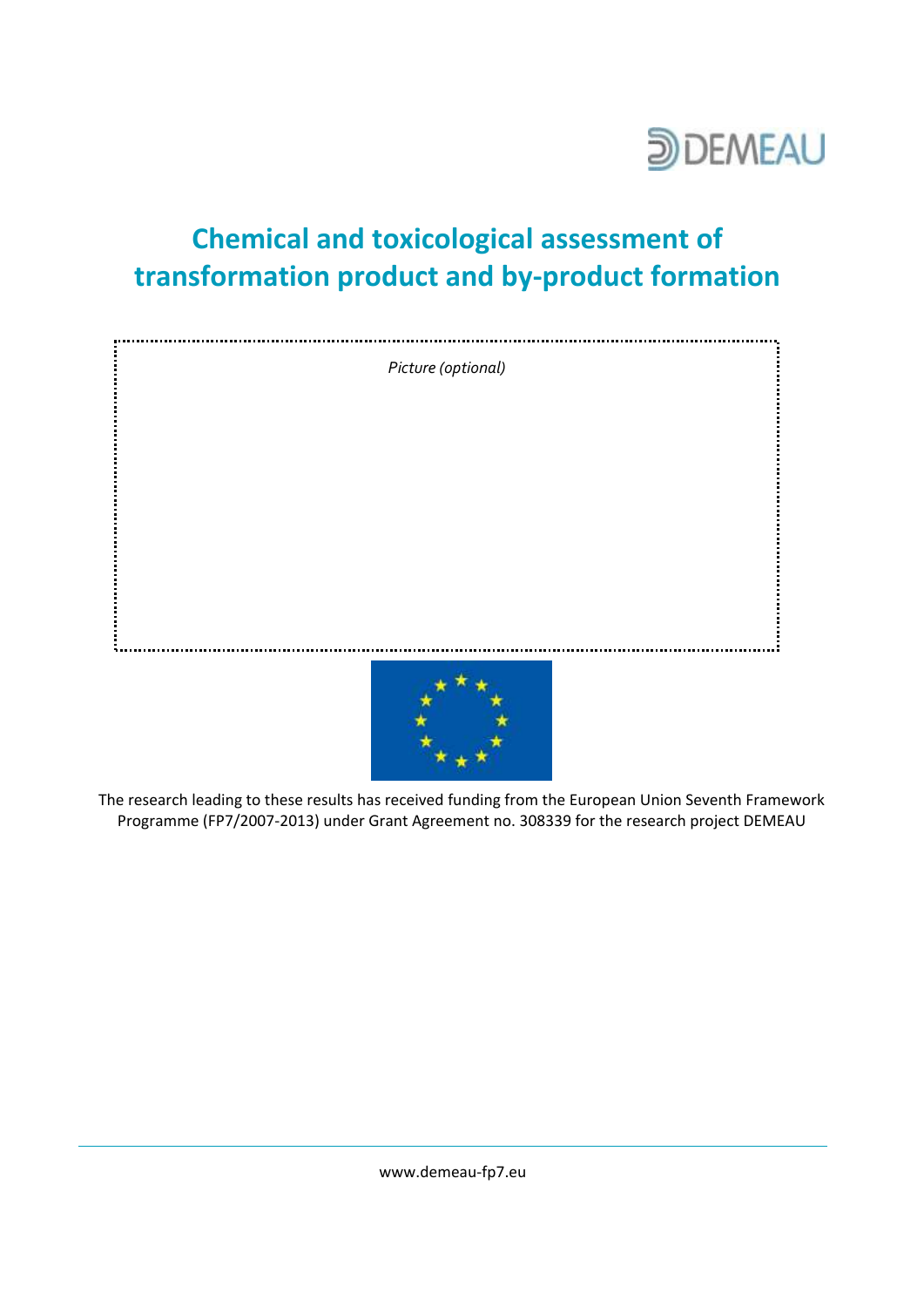DEMEAU

# Chemical and toxicological assessment of transformation product and by-product formation

*Picture (optional)*

The research leading to these results has received funding from the European Union Seventh Framework Programme (FP7/2007-2013) under Grant Agreement no. 308339 for the research project DEMEAU

www.demeau-fp7.eu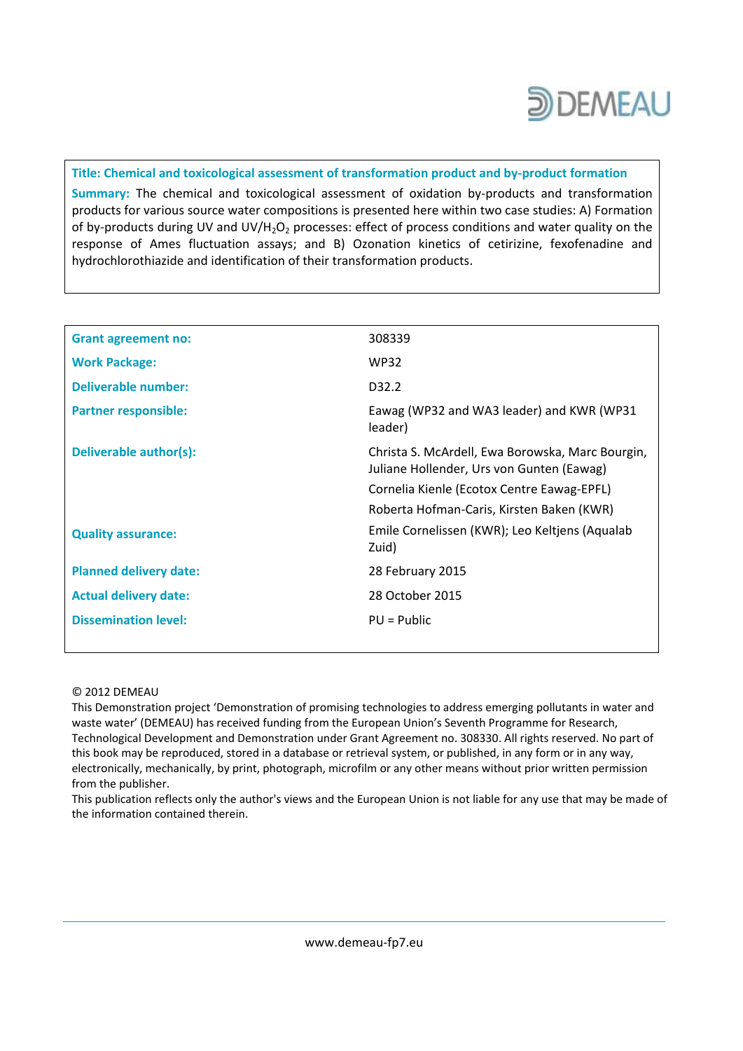DEMEAU

**Title: Chemical and toxicological assessment of transformation product and by-product formation**

**Summary:** The chemical and toxicological assessment of oxidation by-products and transformation products for various source water compositions is presented here within two case studies: A) Formation of by-products during UV and UV/$H_2O_2$ processes: effect of process conditions and water quality on the response of Ames fluctuation assays; and B) Ozonation kinetics of cetirizine, fexofenadine and hydrochlorothiazide and identification of their transformation products.

| | |
|---|---|
| **Grant agreement no:** | 308339 |
| **Work Package:** | WP32 |
| **Deliverable number:** | D32.2 |
| **Partner responsible:** | Eawag (WP32 and WA3 leader) and KWR (WP31 leader) |
| **Deliverable author(s):** | Christa S. McArdell, Ewa Borowska, Marc Bourgin, Juliane Hollender, Urs von Gunten (Eawag)<br>Cornelia Kienle (Ecotox Centre Eawag-EPFL)<br>Roberta Hofman-Caris, Kirsten Baken (KWR) |
| **Quality assurance:** | Emile Cornelissen (KWR); Leo Keltjens (Aqualab Zuid) |
| **Planned delivery date:** | 28 February 2015 |
| **Actual delivery date:** | 28 October 2015 |
| **Dissemination level:** | PU = Public |

© 2012 DEMEAU
This Demonstration project 'Demonstration of promising technologies to address emerging pollutants in water and waste water' (DEMEAU) has received funding from the European Union's Seventh Programme for Research, Technological Development and Demonstration under Grant Agreement no. 308330. All rights reserved. No part of this book may be reproduced, stored in a database or retrieval system, or published, in any form or in any way, electronically, mechanically, by print, photograph, microfilm or any other means without prior written permission from the publisher.
This publication reflects only the author's views and the European Union is not liable for any use that may be made of the information contained therein.

www.demeau-fp7.eu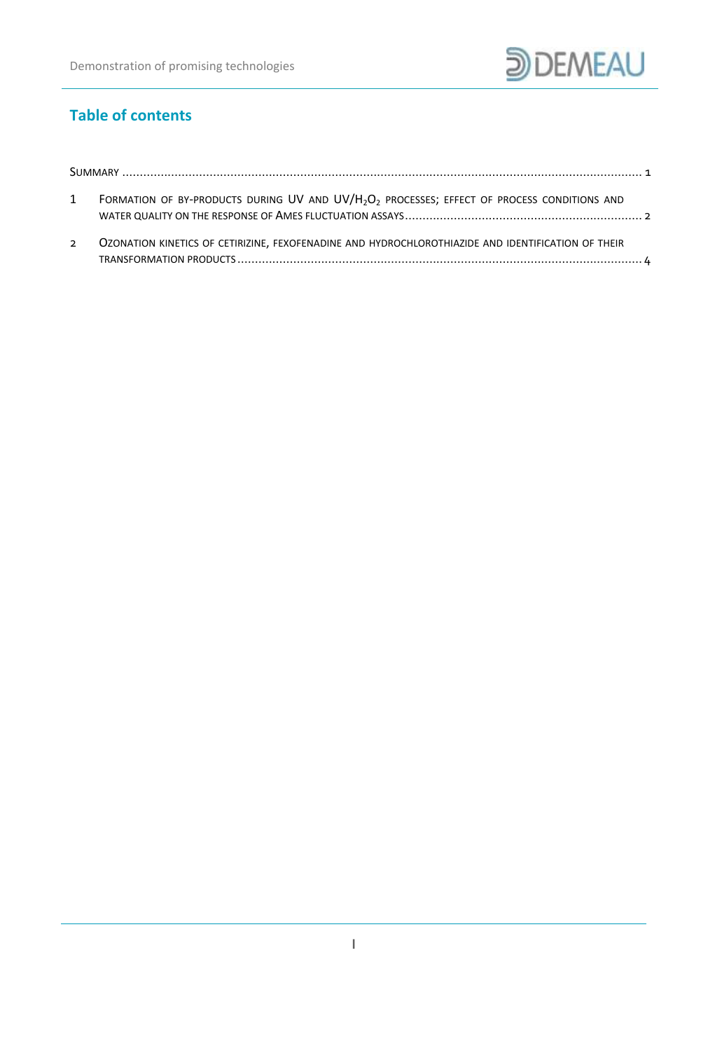## Table of contents

Summary ..................................................................................................................................... 1

1 Formation of by-products during UV and UV/$H_2O_2$ processes; effect of process conditions and water quality on the response of Ames fluctuation assays ..................................................................... 2

2 Ozonation kinetics of cetirizine, fexofenadine and hydrochlorothiazide and identification of their transformation products ..................................................................................................................... 4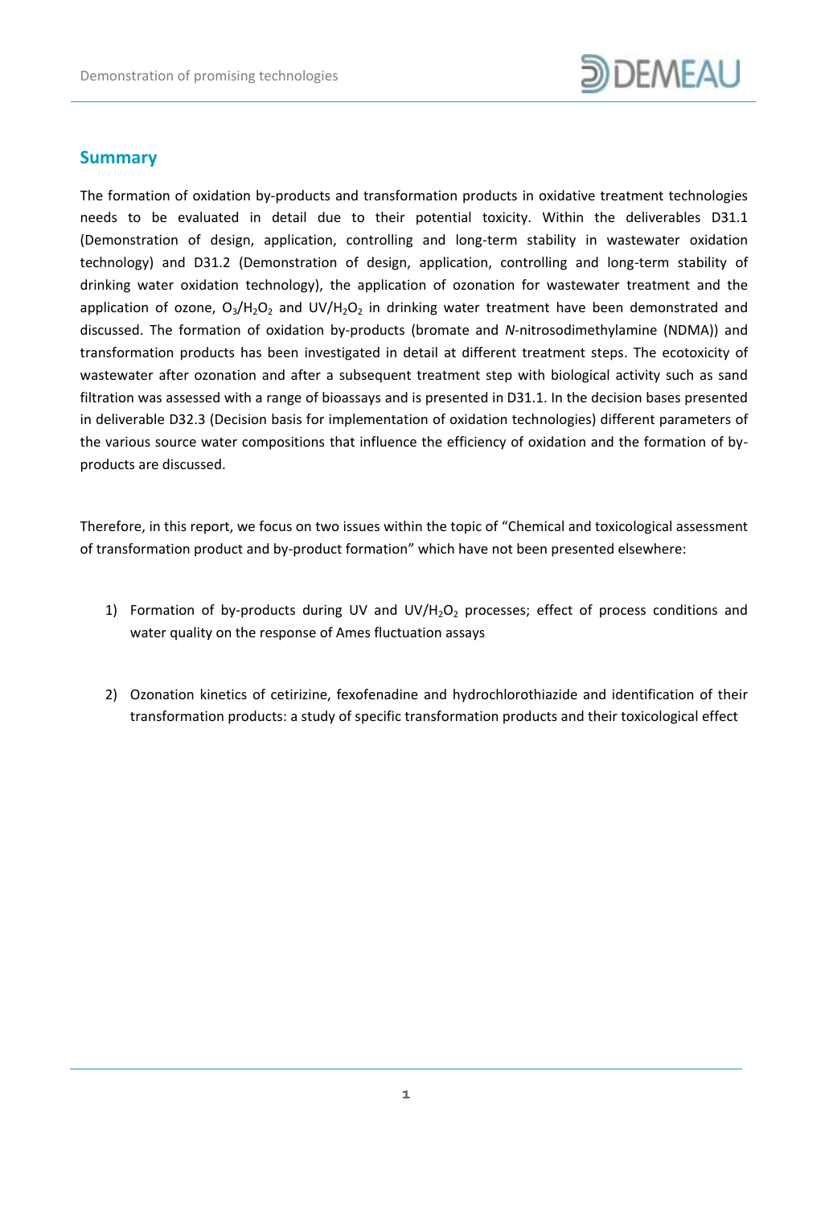## Summary

The formation of oxidation by-products and transformation products in oxidative treatment technologies needs to be evaluated in detail due to their potential toxicity. Within the deliverables D31.1 (Demonstration of design, application, controlling and long-term stability in wastewater oxidation technology) and D31.2 (Demonstration of design, application, controlling and long-term stability of drinking water oxidation technology), the application of ozonation for wastewater treatment and the application of ozone, $O_3/H_2O_2$ and $UV/H_2O_2$ in drinking water treatment have been demonstrated and discussed. The formation of oxidation by-products (bromate and *N*-nitrosodimethylamine (NDMA)) and transformation products has been investigated in detail at different treatment steps. The ecotoxicity of wastewater after ozonation and after a subsequent treatment step with biological activity such as sand filtration was assessed with a range of bioassays and is presented in D31.1. In the decision bases presented in deliverable D32.3 (Decision basis for implementation of oxidation technologies) different parameters of the various source water compositions that influence the efficiency of oxidation and the formation of by-products are discussed.

Therefore, in this report, we focus on two issues within the topic of "Chemical and toxicological assessment of transformation product and by-product formation" which have not been presented elsewhere:

1) Formation of by-products during UV and $UV/H_2O_2$ processes; effect of process conditions and water quality on the response of Ames fluctuation assays

2) Ozonation kinetics of cetirizine, fexofenadine and hydrochlorothiazide and identification of their transformation products: a study of specific transformation products and their toxicological effect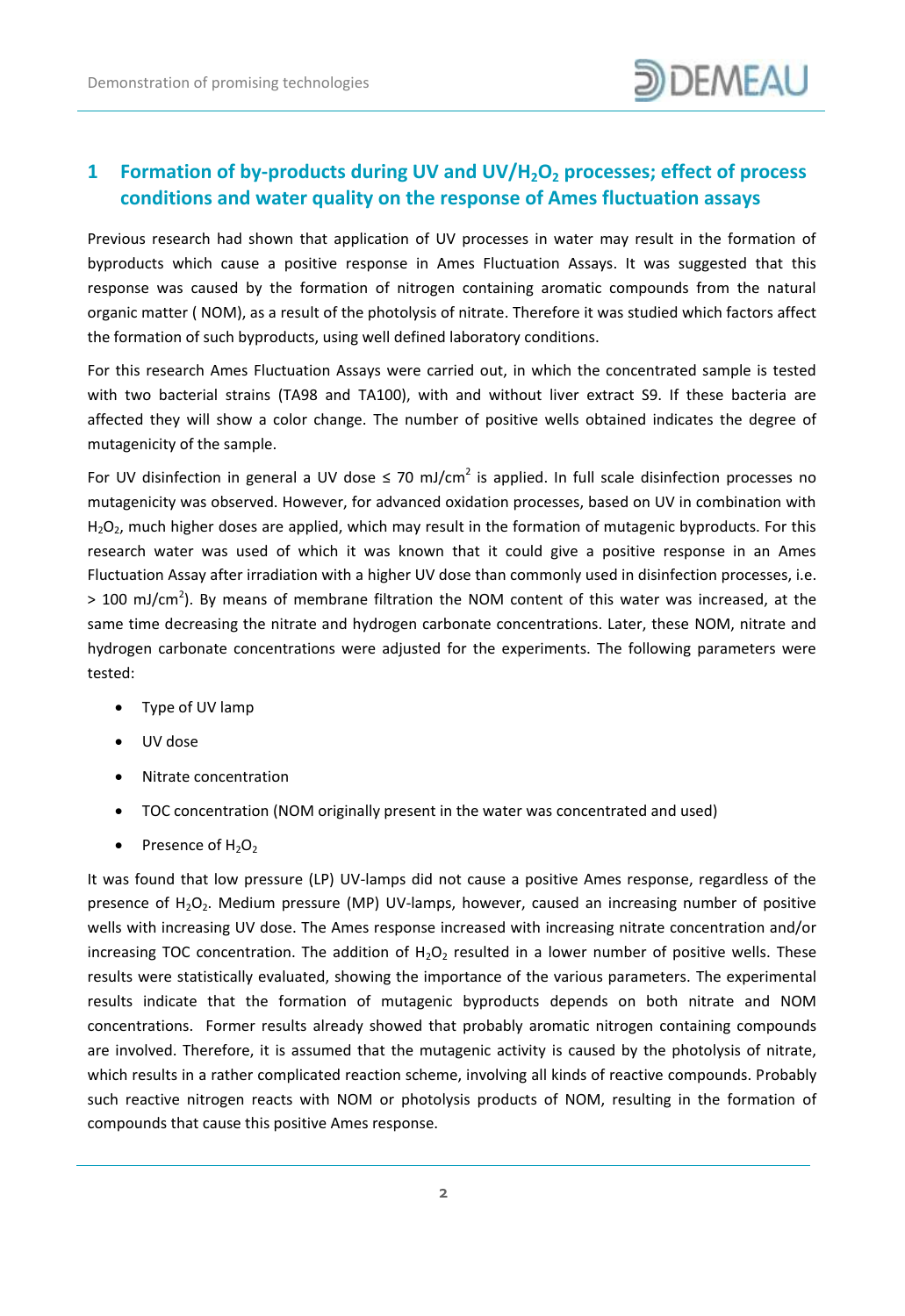# 1 Formation of by-products during UV and UV/$H_2O_2$ processes; effect of process conditions and water quality on the response of Ames fluctuation assays

Previous research had shown that application of UV processes in water may result in the formation of byproducts which cause a positive response in Ames Fluctuation Assays. It was suggested that this response was caused by the formation of nitrogen containing aromatic compounds from the natural organic matter ( NOM), as a result of the photolysis of nitrate. Therefore it was studied which factors affect the formation of such byproducts, using well defined laboratory conditions.

For this research Ames Fluctuation Assays were carried out, in which the concentrated sample is tested with two bacterial strains (TA98 and TA100), with and without liver extract S9. If these bacteria are affected they will show a color change. The number of positive wells obtained indicates the degree of mutagenicity of the sample.

For UV disinfection in general a UV dose ≤ 70 mJ/cm$^2$ is applied. In full scale disinfection processes no mutagenicity was observed. However, for advanced oxidation processes, based on UV in combination with $H_2O_2$, much higher doses are applied, which may result in the formation of mutagenic byproducts. For this research water was used of which it was known that it could give a positive response in an Ames Fluctuation Assay after irradiation with a higher UV dose than commonly used in disinfection processes, i.e. > 100 mJ/cm$^2$). By means of membrane filtration the NOM content of this water was increased, at the same time decreasing the nitrate and hydrogen carbonate concentrations. Later, these NOM, nitrate and hydrogen carbonate concentrations were adjusted for the experiments. The following parameters were tested:

- Type of UV lamp
- UV dose
- Nitrate concentration
- TOC concentration (NOM originally present in the water was concentrated and used)
- Presence of $H_2O_2$

It was found that low pressure (LP) UV-lamps did not cause a positive Ames response, regardless of the presence of $H_2O_2$. Medium pressure (MP) UV-lamps, however, caused an increasing number of positive wells with increasing UV dose. The Ames response increased with increasing nitrate concentration and/or increasing TOC concentration. The addition of $H_2O_2$ resulted in a lower number of positive wells. These results were statistically evaluated, showing the importance of the various parameters. The experimental results indicate that the formation of mutagenic byproducts depends on both nitrate and NOM concentrations. Former results already showed that probably aromatic nitrogen containing compounds are involved. Therefore, it is assumed that the mutagenic activity is caused by the photolysis of nitrate, which results in a rather complicated reaction scheme, involving all kinds of reactive compounds. Probably such reactive nitrogen reacts with NOM or photolysis products of NOM, resulting in the formation of compounds that cause this positive Ames response.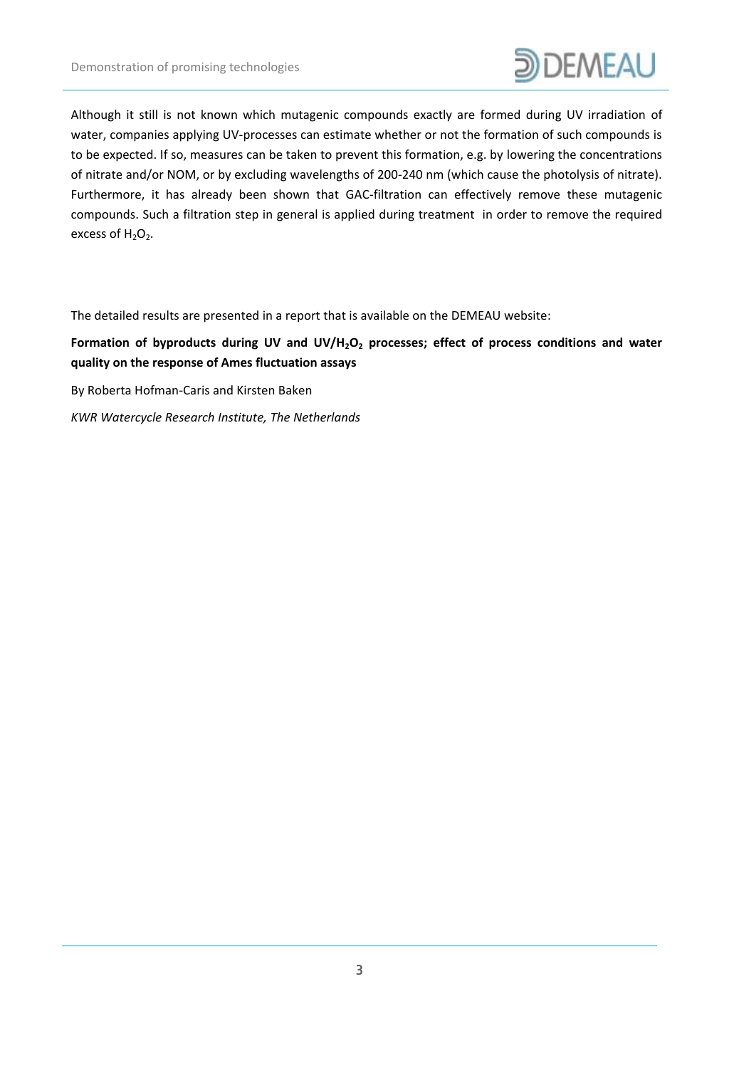Although it still is not known which mutagenic compounds exactly are formed during UV irradiation of water, companies applying UV-processes can estimate whether or not the formation of such compounds is to be expected. If so, measures can be taken to prevent this formation, e.g. by lowering the concentrations of nitrate and/or NOM, or by excluding wavelengths of 200-240 nm (which cause the photolysis of nitrate). Furthermore, it has already been shown that GAC-filtration can effectively remove these mutagenic compounds. Such a filtration step in general is applied during treatment in order to remove the required excess of $H_2O_2$.

The detailed results are presented in a report that is available on the DEMEAU website:

**Formation of byproducts during UV and UV/$H_2O_2$ processes; effect of process conditions and water quality on the response of Ames fluctuation assays**

By Roberta Hofman-Caris and Kirsten Baken

*KWR Watercycle Research Institute, The Netherlands*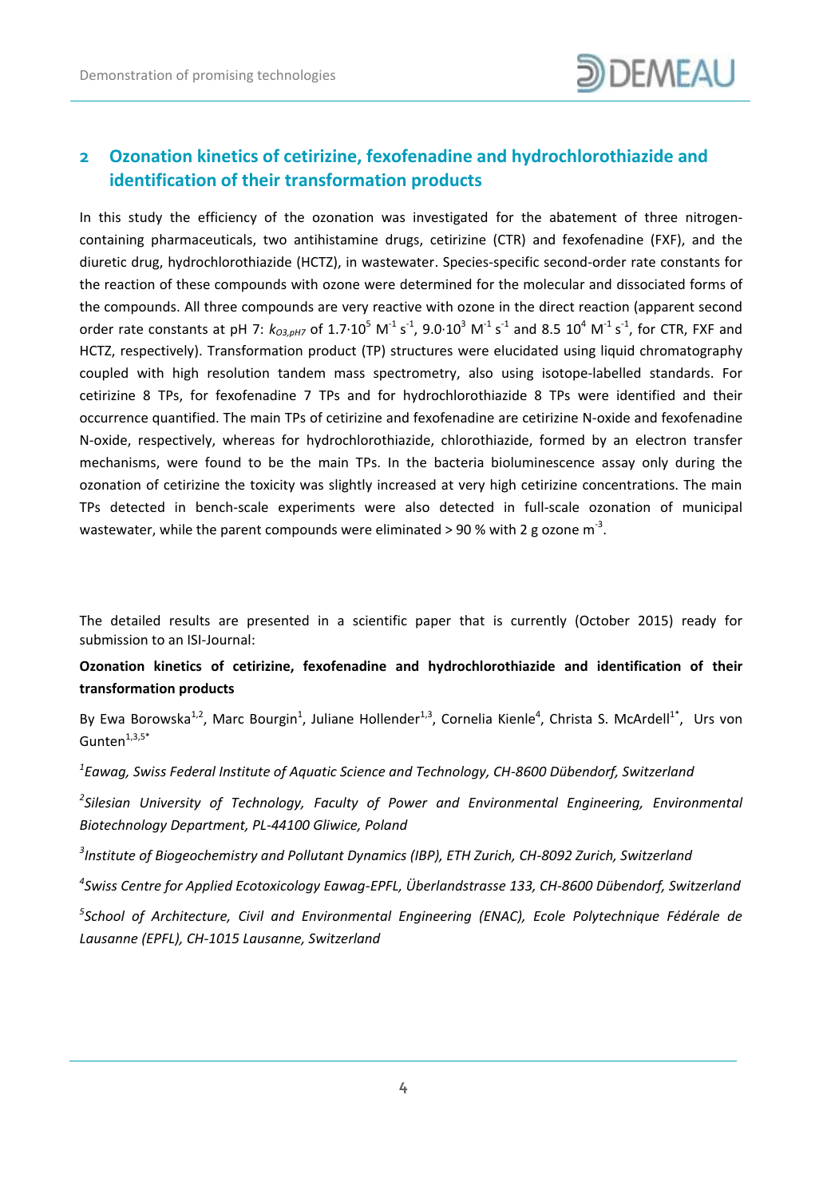## 2 Ozonation kinetics of cetirizine, fexofenadine and hydrochlorothiazide and identification of their transformation products

In this study the efficiency of the ozonation was investigated for the abatement of three nitrogen-containing pharmaceuticals, two antihistamine drugs, cetirizine (CTR) and fexofenadine (FXF), and the diuretic drug, hydrochlorothiazide (HCTZ), in wastewater. Species-specific second-order rate constants for the reaction of these compounds with ozone were determined for the molecular and dissociated forms of the compounds. All three compounds are very reactive with ozone in the direct reaction (apparent second order rate constants at pH 7: $k_{O3,pH7}$ of $1.7 \cdot 10^5$ $M^{-1}$ $s^{-1}$, $9.0 \cdot 10^3$ $M^{-1}$ $s^{-1}$ and $8.5$ $10^4$ $M^{-1}$ $s^{-1}$, for CTR, FXF and HCTZ, respectively). Transformation product (TP) structures were elucidated using liquid chromatography coupled with high resolution tandem mass spectrometry, also using isotope-labelled standards. For cetirizine 8 TPs, for fexofenadine 7 TPs and for hydrochlorothiazide 8 TPs were identified and their occurrence quantified. The main TPs of cetirizine and fexofenadine are cetirizine N-oxide and fexofenadine N-oxide, respectively, whereas for hydrochlorothiazide, chlorothiazide, formed by an electron transfer mechanisms, were found to be the main TPs. In the bacteria bioluminescence assay only during the ozonation of cetirizine the toxicity was slightly increased at very high cetirizine concentrations. The main TPs detected in bench-scale experiments were also detected in full-scale ozonation of municipal wastewater, while the parent compounds were eliminated > 90 % with 2 g ozone $m^{-3}$.

The detailed results are presented in a scientific paper that is currently (October 2015) ready for submission to an ISI-Journal:

**Ozonation kinetics of cetirizine, fexofenadine and hydrochlorothiazide and identification of their transformation products**

By Ewa Borowska[1,2], Marc Bourgin[1], Juliane Hollender[1,3], Cornelia Kienle[4], Christa S. McArdell[1*], Urs von Gunten[1,3,5*]

[1]*Eawag, Swiss Federal Institute of Aquatic Science and Technology, CH-8600 Dübendorf, Switzerland*

[2]*Silesian University of Technology, Faculty of Power and Environmental Engineering, Environmental Biotechnology Department, PL-44100 Gliwice, Poland*

[3]*Institute of Biogeochemistry and Pollutant Dynamics (IBP), ETH Zurich, CH-8092 Zurich, Switzerland*

[4]*Swiss Centre for Applied Ecotoxicology Eawag-EPFL, Überlandstrasse 133, CH-8600 Dübendorf, Switzerland*

[5]*School of Architecture, Civil and Environmental Engineering (ENAC), Ecole Polytechnique Fédérale de Lausanne (EPFL), CH-1015 Lausanne, Switzerland*